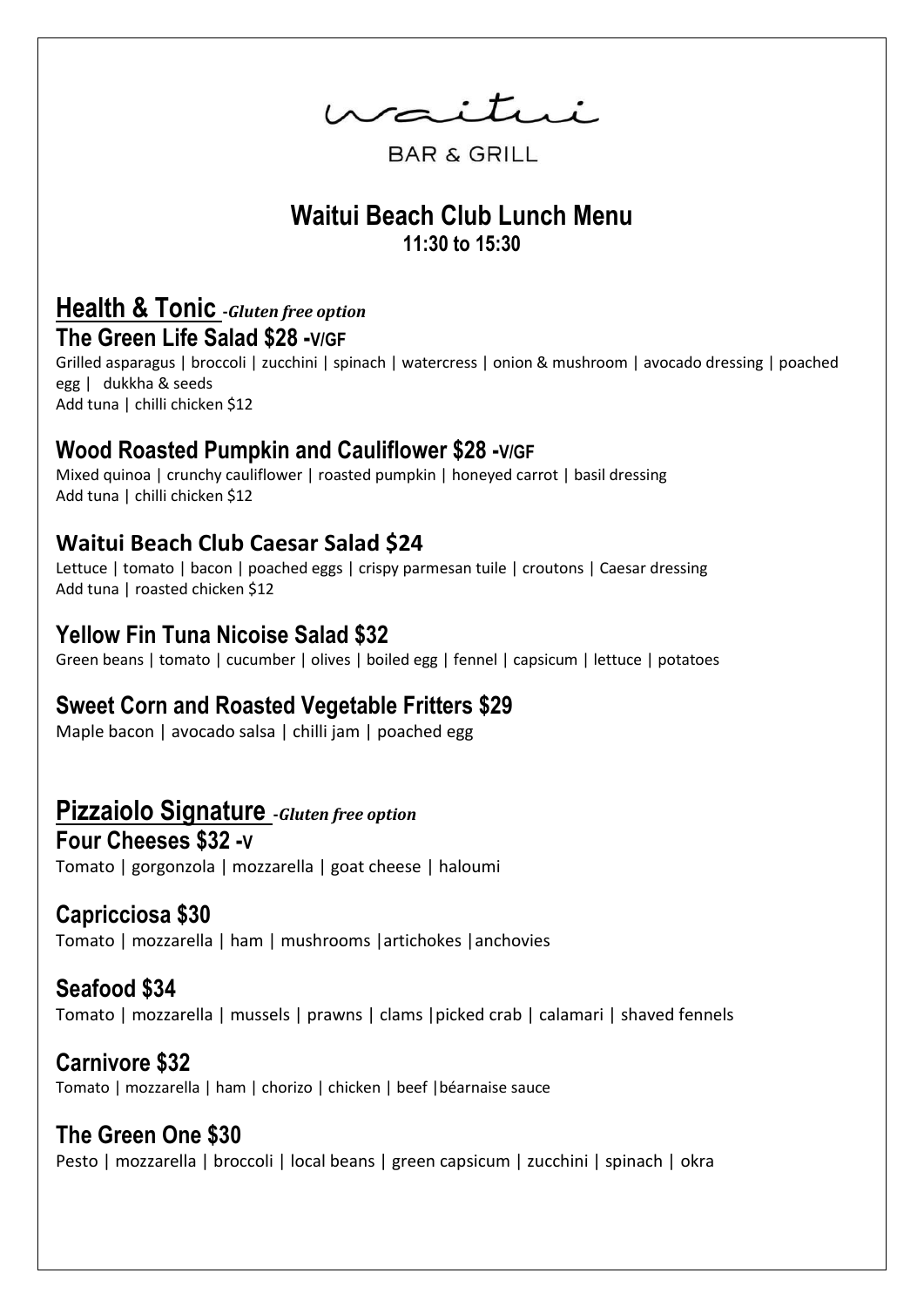waitui

BAR & GRILL

# Waitui Beach Club Lunch Menu

**11:30 to 15:30**

## Health & Tonic *-Gluten free option*

### The Green Life Salad $28 -V/GF

Grilled asparagus | broccoli | zucchini | spinach | watercress | onion & mushroom | avocado dressing | poached egg | dukkha & seeds
Add tuna | chilli chicken $12

### Wood Roasted Pumpkin and Cauliflower $28 -V/GF

Mixed quinoa | crunchy cauliflower | roasted pumpkin | honeyed carrot | basil dressing
Add tuna | chilli chicken $12

### Waitui Beach Club Caesar Salad $24

Lettuce | tomato | bacon | poached eggs | crispy parmesan tuile | croutons | Caesar dressing
Add tuna | roasted chicken $12

### Yellow Fin Tuna Nicoise Salad $32

Green beans | tomato | cucumber | olives | boiled egg | fennel | capsicum | lettuce | potatoes

### Sweet Corn and Roasted Vegetable Fritters $29

Maple bacon | avocado salsa | chilli jam | poached egg

## Pizzaiolo Signature *-Gluten free option*

### Four Cheeses $32 -V

Tomato | gorgonzola | mozzarella | goat cheese | haloumi

### Capricciosa $30

Tomato | mozzarella | ham | mushrooms |artichokes |anchovies

### Seafood $34

Tomato | mozzarella | mussels | prawns | clams |picked crab | calamari | shaved fennels

### Carnivore $32

Tomato | mozzarella | ham | chorizo | chicken | beef |béarnaise sauce

### The Green One $30

Pesto | mozzarella | broccoli | local beans | green capsicum | zucchini | spinach | okra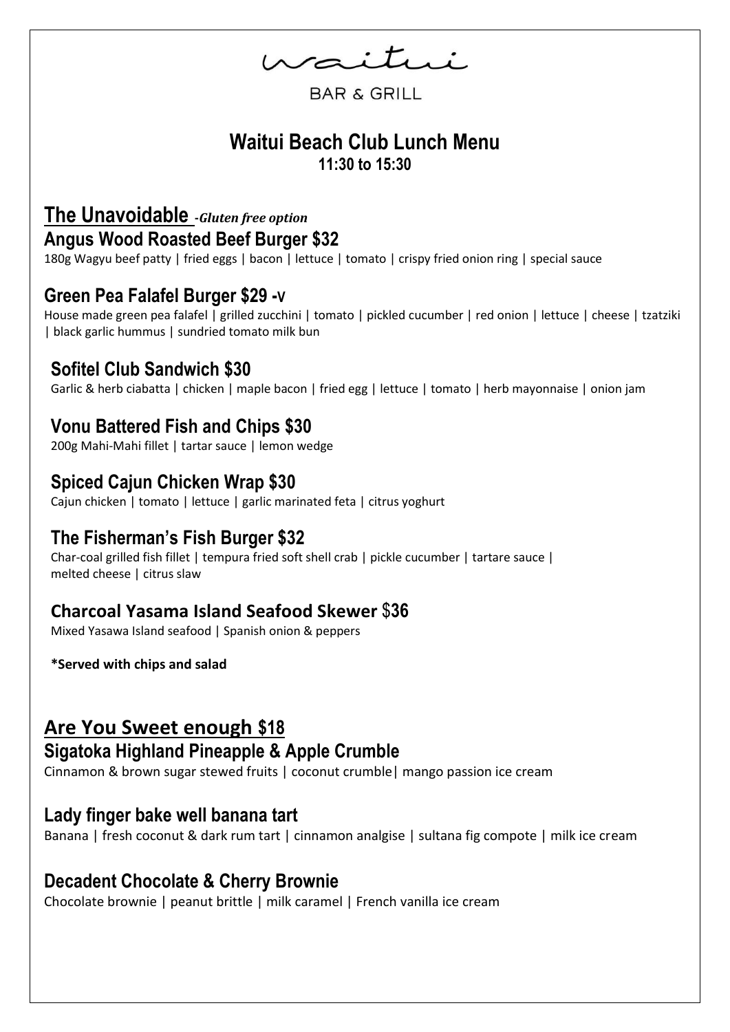waitui

BAR & GRILL

# Waitui Beach Club Lunch Menu

**11:30 to 15:30**

## The Unavoidable *-Gluten free option*

### Angus Wood Roasted Beef Burger $32

180g Wagyu beef patty | fried eggs | bacon | lettuce | tomato | crispy fried onion ring | special sauce

### Green Pea Falafel Burger $29 -V

House made green pea falafel | grilled zucchini | tomato | pickled cucumber | red onion | lettuce | cheese | tzatziki | black garlic hummus | sundried tomato milk bun

### Sofitel Club Sandwich $30

Garlic & herb ciabatta | chicken | maple bacon | fried egg | lettuce | tomato | herb mayonnaise | onion jam

### Vonu Battered Fish and Chips $30

200g Mahi-Mahi fillet | tartar sauce | lemon wedge

### Spiced Cajun Chicken Wrap $30

Cajun chicken | tomato | lettuce | garlic marinated feta | citrus yoghurt

### The Fisherman's Fish Burger $32

Char-coal grilled fish fillet | tempura fried soft shell crab | pickle cucumber | tartare sauce | melted cheese | citrus slaw

### Charcoal Yasama Island Seafood Skewer $36

Mixed Yasawa Island seafood | Spanish onion & peppers

**\*Served with chips and salad**

## Are You Sweet enough $18

### Sigatoka Highland Pineapple & Apple Crumble

Cinnamon & brown sugar stewed fruits | coconut crumble| mango passion ice cream

### Lady finger bake well banana tart

Banana | fresh coconut & dark rum tart | cinnamon analgise | sultana fig compote | milk ice cream

### Decadent Chocolate & Cherry Brownie

Chocolate brownie | peanut brittle | milk caramel | French vanilla ice cream